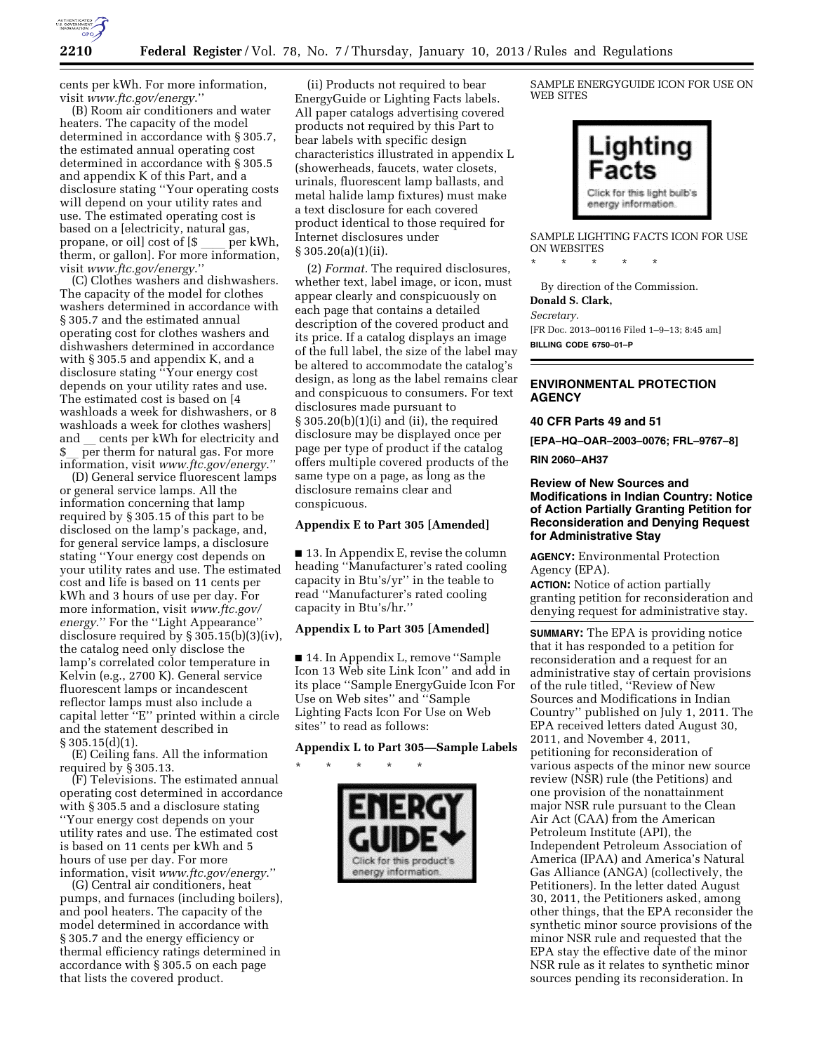cents per kWh. For more information, visit *www.ftc.gov/energy*.''

(B) Room air conditioners and water heaters. The capacity of the model determined in accordance with § 305.7, the estimated annual operating cost determined in accordance with § 305.5 and appendix K of this Part, and a disclosure stating ''Your operating costs will depend on your utility rates and use. The estimated operating cost is based on a [electricity, natural gas, propane, or oil] cost of [$____ per kWh, therm, or gallon]. For more information, visit *www.ftc.gov/energy*.''

(C) Clothes washers and dishwashers. The capacity of the model for clothes washers determined in accordance with § 305.7 and the estimated annual operating cost for clothes washers and dishwashers determined in accordance with § 305.5 and appendix K, and a disclosure stating ''Your energy cost depends on your utility rates and use. The estimated cost is based on [4 washloads a week for dishwashers, or 8 washloads a week for clothes washers] and __ cents per kWh for electricity and $__ per therm for natural gas. For more information, visit *www.ftc.gov/energy*.''

(D) General service fluorescent lamps or general service lamps. All the information concerning that lamp required by § 305.15 of this part to be disclosed on the lamp's package, and, for general service lamps, a disclosure stating ''Your energy cost depends on your utility rates and use. The estimated cost and life is based on 11 cents per kWh and 3 hours of use per day. For more information, visit *www.ftc.gov/energy*.'' For the ''Light Appearance'' disclosure required by § 305.15(b)(3)(iv), the catalog need only disclose the lamp's correlated color temperature in Kelvin (e.g., 2700 K). General service fluorescent lamps or incandescent reflector lamps must also include a capital letter ''E'' printed within a circle and the statement described in § 305.15(d)(1).

(E) Ceiling fans. All the information required by § 305.13.

(F) Televisions. The estimated annual operating cost determined in accordance with § 305.5 and a disclosure stating ''Your energy cost depends on your utility rates and use. The estimated cost is based on 11 cents per kWh and 5 hours of use per day. For more information, visit *www.ftc.gov/energy*.''

(G) Central air conditioners, heat pumps, and furnaces (including boilers), and pool heaters. The capacity of the model determined in accordance with § 305.7 and the energy efficiency or thermal efficiency ratings determined in accordance with § 305.5 on each page that lists the covered product.

(ii) Products not required to bear EnergyGuide or Lighting Facts labels. All paper catalogs advertising covered products not required by this Part to bear labels with specific design characteristics illustrated in appendix L (showerheads, faucets, water closets, urinals, fluorescent lamp ballasts, and metal halide lamp fixtures) must make a text disclosure for each covered product identical to those required for Internet disclosures under § 305.20(a)(1)(ii).

(2) *Format*. The required disclosures, whether text, label image, or icon, must appear clearly and conspicuously on each page that contains a detailed description of the covered product and its price. If a catalog displays an image of the full label, the size of the label may be altered to accommodate the catalog's design, as long as the label remains clear and conspicuous to consumers. For text disclosures made pursuant to § 305.20(b)(1)(i) and (ii), the required disclosure may be displayed once per page per type of product if the catalog offers multiple covered products of the same type on a page, as long as the disclosure remains clear and conspicuous.

### Appendix E to Part 305 [Amended]

■ 13. In Appendix E, revise the column heading ''Manufacturer's rated cooling capacity in Btu's/yr'' in the teable to read ''Manufacturer's rated cooling capacity in Btu's/hr.''

### Appendix L to Part 305 [Amended]

■ 14. In Appendix L, remove ''Sample Icon 13 Web site Link Icon'' and add in its place ''Sample EnergyGuide Icon For Use on Web sites'' and ''Sample Lighting Facts Icon For Use on Web sites'' to read as follows:

### Appendix L to Part 305—Sample Labels

\* \* \* \* \*

ENERGY GUIDE
Click for this product's energy information.

SAMPLE ENERGYGUIDE ICON FOR USE ON WEB SITES

Lighting Facts
Click for this light bulb's energy information.

SAMPLE LIGHTING FACTS ICON FOR USE ON WEBSITES

\* \* \* \* \*

By direction of the Commission.

**Donald S. Clark,**

*Secretary.*

[FR Doc. 2013–00116 Filed 1–9–13; 8:45 am]

**BILLING CODE 6750–01–P**

---

## ENVIRONMENTAL PROTECTION AGENCY

### 40 CFR Parts 49 and 51

**[EPA–HQ–OAR–2003–0076; FRL–9767–8]**

**RIN 2060–AH37**

### Review of New Sources and Modifications in Indian Country: Notice of Action Partially Granting Petition for Reconsideration and Denying Request for Administrative Stay

**AGENCY:** Environmental Protection Agency (EPA).

**ACTION:** Notice of action partially granting petition for reconsideration and denying request for administrative stay.

**SUMMARY:** The EPA is providing notice that it has responded to a petition for reconsideration and a request for an administrative stay of certain provisions of the rule titled, ''Review of New Sources and Modifications in Indian Country'' published on July 1, 2011. The EPA received letters dated August 30, 2011, and November 4, 2011, petitioning for reconsideration of various aspects of the minor new source review (NSR) rule (the Petitions) and one provision of the nonattainment major NSR rule pursuant to the Clean Air Act (CAA) from the American Petroleum Institute (API), the Independent Petroleum Association of America (IPAA) and America's Natural Gas Alliance (ANGA) (collectively, the Petitioners). In the letter dated August 30, 2011, the Petitioners asked, among other things, that the EPA reconsider the synthetic minor source provisions of the minor NSR rule and requested that the EPA stay the effective date of the minor NSR rule as it relates to synthetic minor sources pending its reconsideration. In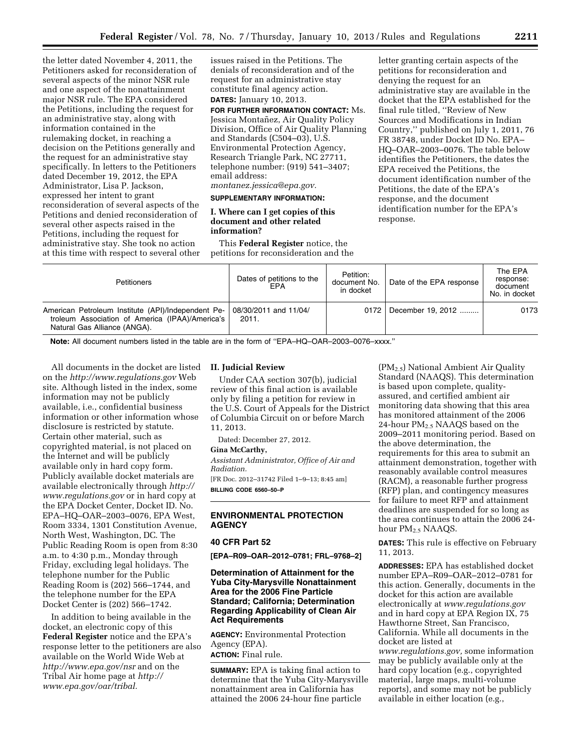the letter dated November 4, 2011, the Petitioners asked for reconsideration of several aspects of the minor NSR rule and one aspect of the nonattainment major NSR rule. The EPA considered the Petitions, including the request for an administrative stay, along with information contained in the rulemaking docket, in reaching a decision on the Petitions generally and the request for an administrative stay specifically. In letters to the Petitioners dated December 19, 2012, the EPA Administrator, Lisa P. Jackson, expressed her intent to grant reconsideration of several aspects of the Petitions and denied reconsideration of several other aspects raised in the Petitions, including the request for administrative stay. She took no action at this time with respect to several other issues raised in the Petitions. The denials of reconsideration and of the request for an administrative stay constitute final agency action.

**DATES:** January 10, 2013.

**FOR FURTHER INFORMATION CONTACT:** Ms. Jessica Montañez, Air Quality Policy Division, Office of Air Quality Planning and Standards (C504–03), U.S. Environmental Protection Agency, Research Triangle Park, NC 27711, telephone number: (919) 541–3407; email address: *montanez.jessica@epa.gov.*

**SUPPLEMENTARY INFORMATION:**

## I. Where can I get copies of this document and other related information?

This **Federal Register** notice, the petitions for reconsideration and the letter granting certain aspects of the petitions for reconsideration and denying the request for an administrative stay are available in the docket that the EPA established for the final rule titled, ''Review of New Sources and Modifications in Indian Country,'' published on July 1, 2011, 76 FR 38748, under Docket ID No. EPA–HQ–OAR–2003–0076. The table below identifies the Petitioners, the dates the EPA received the Petitions, the document identification number of the Petitions, the date of the EPA's response, and the document identification number for the EPA's response.

| Petitioners | Dates of petitions to the EPA | Petition: document No. in docket | Date of the EPA response | The EPA response: document No. in docket |
|---|---|---|---|---|
| American Petroleum Institute (API)/Independent Petroleum Association of America (IPAA)/America's Natural Gas Alliance (ANGA). | 08/30/2011 and 11/04/2011. | 0172 | December 19, 2012 ......... | 0173 |

**Note:** All document numbers listed in the table are in the form of ''EPA–HQ–OAR–2003–0076–xxxx.''

All documents in the docket are listed on the *http://www.regulations.gov* Web site. Although listed in the index, some information may not be publicly available, i.e., confidential business information or other information whose disclosure is restricted by statute. Certain other material, such as copyrighted material, is not placed on the Internet and will be publicly available only in hard copy form. Publicly available docket materials are available electronically through *http://www.regulations.gov* or in hard copy at the EPA Docket Center, Docket ID. No. EPA–HQ–OAR–2003–0076, EPA West, Room 3334, 1301 Constitution Avenue, North West, Washington, DC. The Public Reading Room is open from 8:30 a.m. to 4:30 p.m., Monday through Friday, excluding legal holidays. The telephone number for the Public Reading Room is (202) 566–1744, and the telephone number for the EPA Docket Center is (202) 566–1742.

In addition to being available in the docket, an electronic copy of this **Federal Register** notice and the EPA's response letter to the petitioners are also available on the World Wide Web at *http://www.epa.gov/nsr* and on the Tribal Air home page at *http://www.epa.gov/oar/tribal.*

## II. Judicial Review

Under CAA section 307(b), judicial review of this final action is available only by filing a petition for review in the U.S. Court of Appeals for the District of Columbia Circuit on or before March 11, 2013.

Dated: December 27, 2012.

**Gina McCarthy,**

*Assistant Administrator, Office of Air and Radiation.*

[FR Doc. 2012–31742 Filed 1–9–13; 8:45 am]

**BILLING CODE 6560–50–P**

---

# ENVIRONMENTAL PROTECTION AGENCY

## 40 CFR Part 52

**[EPA–R09–OAR–2012–0781; FRL–9768–2]**

## Determination of Attainment for the Yuba City-Marysville Nonattainment Area for the 2006 Fine Particle Standard; California; Determination Regarding Applicability of Clean Air Act Requirements

**AGENCY:** Environmental Protection Agency (EPA).

**ACTION:** Final rule.

**SUMMARY:** EPA is taking final action to determine that the Yuba City-Marysville nonattainment area in California has attained the 2006 24-hour fine particle ($PM_{2.5}$) National Ambient Air Quality Standard (NAAQS). This determination is based upon complete, quality-assured, and certified ambient air monitoring data showing that this area has monitored attainment of the 2006 24-hour $PM_{2.5}$ NAAQS based on the 2009–2011 monitoring period. Based on the above determination, the requirements for this area to submit an attainment demonstration, together with reasonably available control measures (RACM), a reasonable further progress (RFP) plan, and contingency measures for failure to meet RFP and attainment deadlines are suspended for so long as the area continues to attain the 2006 24-hour $PM_{2.5}$ NAAQS.

**DATES:** This rule is effective on February 11, 2013.

**ADDRESSES:** EPA has established docket number EPA–R09–OAR–2012–0781 for this action. Generally, documents in the docket for this action are available electronically at *www.regulations.gov* and in hard copy at EPA Region IX, 75 Hawthorne Street, San Francisco, California. While all documents in the docket are listed at *www.regulations.gov,* some information may be publicly available only at the hard copy location (e.g., copyrighted material, large maps, multi-volume reports), and some may not be publicly available in either location (e.g.,